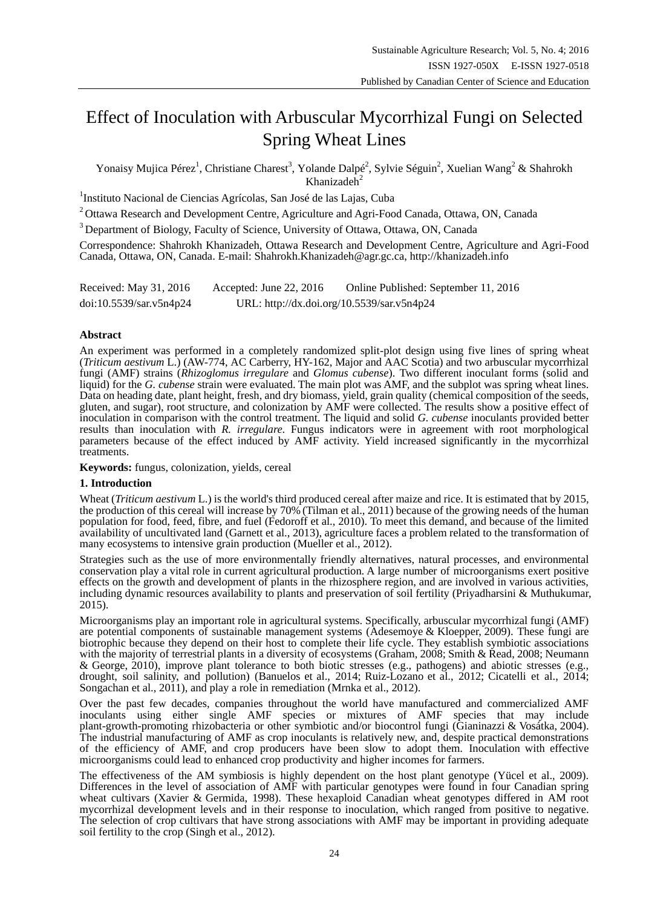# Effect of Inoculation with Arbuscular Mycorrhizal Fungi on Selected Spring Wheat Lines

Yonaisy Mujica Pérez[1], Christiane Charest[3], Yolande Dalpé[2], Sylvie Séguin[2], Xuelian Wang[2] & Shahrokh Khanizadeh[2]

[1]Instituto Nacional de Ciencias Agrícolas, San José de las Lajas, Cuba

[2]Ottawa Research and Development Centre, Agriculture and Agri-Food Canada, Ottawa, ON, Canada

[3]Department of Biology, Faculty of Science, University of Ottawa, Ottawa, ON, Canada

Correspondence: Shahrokh Khanizadeh, Ottawa Research and Development Centre, Agriculture and Agri-Food Canada, Ottawa, ON, Canada. E-mail: Shahrokh.Khanizadeh@agr.gc.ca, http://khanizadeh.info

Received: May 31, 2016 Accepted: June 22, 2016 Online Published: September 11, 2016

doi:10.5539/sar.v5n4p24 URL: http://dx.doi.org/10.5539/sar.v5n4p24

## Abstract

An experiment was performed in a completely randomized split-plot design using five lines of spring wheat (*Triticum aestivum* L.) (AW-774, AC Carberry, HY-162, Major and AAC Scotia) and two arbuscular mycorrhizal fungi (AMF) strains (*Rhizoglomus irregulare* and *Glomus cubense*). Two different inoculant forms (solid and liquid) for the *G. cubense* strain were evaluated. The main plot was AMF, and the subplot was spring wheat lines. Data on heading date, plant height, fresh, and dry biomass, yield, grain quality (chemical composition of the seeds, gluten, and sugar), root structure, and colonization by AMF were collected. The results show a positive effect of inoculation in comparison with the control treatment. The liquid and solid *G. cubense* inoculants provided better results than inoculation with *R. irregulare*. Fungus indicators were in agreement with root morphological parameters because of the effect induced by AMF activity. Yield increased significantly in the mycorrhizal treatments.

**Keywords:** fungus, colonization, yields, cereal

## 1. Introduction

Wheat (*Triticum aestivum* L.) is the world's third produced cereal after maize and rice. It is estimated that by 2015, the production of this cereal will increase by 70% (Tilman et al., 2011) because of the growing needs of the human population for food, feed, fibre, and fuel (Fedoroff et al., 2010). To meet this demand, and because of the limited availability of uncultivated land (Garnett et al., 2013), agriculture faces a problem related to the transformation of many ecosystems to intensive grain production (Mueller et al., 2012).

Strategies such as the use of more environmentally friendly alternatives, natural processes, and environmental conservation play a vital role in current agricultural production. A large number of microorganisms exert positive effects on the growth and development of plants in the rhizosphere region, and are involved in various activities, including dynamic resources availability to plants and preservation of soil fertility (Priyadharsini & Muthukumar, 2015).

Microorganisms play an important role in agricultural systems. Specifically, arbuscular mycorrhizal fungi (AMF) are potential components of sustainable management systems (Adesemoye & Kloepper, 2009). These fungi are biotrophic because they depend on their host to complete their life cycle. They establish symbiotic associations with the majority of terrestrial plants in a diversity of ecosystems (Graham, 2008; Smith & Read, 2008; Neumann & George, 2010), improve plant tolerance to both biotic stresses (e.g., pathogens) and abiotic stresses (e.g., drought, soil salinity, and pollution) (Banuelos et al., 2014; Ruiz-Lozano et al., 2012; Cicatelli et al., 2014; Songachan et al., 2011), and play a role in remediation (Mrnka et al., 2012).

Over the past few decades, companies throughout the world have manufactured and commercialized AMF inoculants using either single AMF species or mixtures of AMF species that may include plant-growth-promoting rhizobacteria or other symbiotic and/or biocontrol fungi (Gianinazzi & Vosátka, 2004). The industrial manufacturing of AMF as crop inoculants is relatively new, and, despite practical demonstrations of the efficiency of AMF, and crop producers have been slow to adopt them. Inoculation with effective microorganisms could lead to enhanced crop productivity and higher incomes for farmers.

The effectiveness of the AM symbiosis is highly dependent on the host plant genotype (Yücel et al., 2009). Differences in the level of association of AMF with particular genotypes were found in four Canadian spring wheat cultivars (Xavier & Germida, 1998). These hexaploid Canadian wheat genotypes differed in AM root mycorrhizal development levels and in their response to inoculation, which ranged from positive to negative. The selection of crop cultivars that have strong associations with AMF may be important in providing adequate soil fertility to the crop (Singh et al., 2012).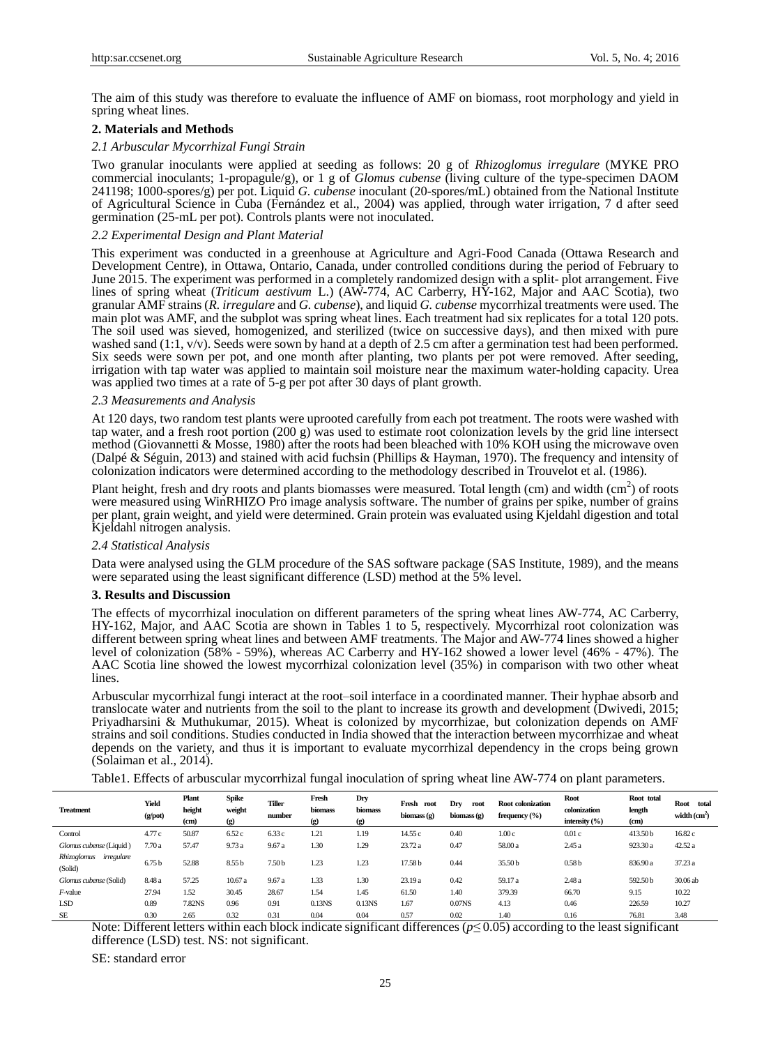The aim of this study was therefore to evaluate the influence of AMF on biomass, root morphology and yield in spring wheat lines.

## 2. Materials and Methods

### *2.1 Arbuscular Mycorrhizal Fungi Strain*

Two granular inoculants were applied at seeding as follows: 20 g of *Rhizoglomus irregulare* (MYKE PRO commercial inoculants; 1-propagule/g), or 1 g of *Glomus cubense* (living culture of the type-specimen DAOM 241198; 1000-spores/g) per pot. Liquid *G. cubense* inoculant (20-spores/mL) obtained from the National Institute of Agricultural Science in Cuba (Fernández et al., 2004) was applied, through water irrigation, 7 d after seed germination (25-mL per pot). Controls plants were not inoculated.

### *2.2 Experimental Design and Plant Material*

This experiment was conducted in a greenhouse at Agriculture and Agri-Food Canada (Ottawa Research and Development Centre), in Ottawa, Ontario, Canada, under controlled conditions during the period of February to June 2015. The experiment was performed in a completely randomized design with a split- plot arrangement. Five lines of spring wheat (*Triticum aestivum* L.) (AW-774, AC Carberry, HY-162, Major and AAC Scotia), two granular AMF strains (*R. irregulare* and *G. cubense*), and liquid *G. cubense* mycorrhizal treatments were used. The main plot was AMF, and the subplot was spring wheat lines. Each treatment had six replicates for a total 120 pots. The soil used was sieved, homogenized, and sterilized (twice on successive days), and then mixed with pure washed sand (1:1, v/v). Seeds were sown by hand at a depth of 2.5 cm after a germination test had been performed. Six seeds were sown per pot, and one month after planting, two plants per pot were removed. After seeding, irrigation with tap water was applied to maintain soil moisture near the maximum water-holding capacity. Urea was applied two times at a rate of 5-g per pot after 30 days of plant growth.

### *2.3 Measurements and Analysis*

At 120 days, two random test plants were uprooted carefully from each pot treatment. The roots were washed with tap water, and a fresh root portion (200 g) was used to estimate root colonization levels by the grid line intersect method (Giovannetti & Mosse, 1980) after the roots had been bleached with 10% KOH using the microwave oven (Dalpé & Séguin, 2013) and stained with acid fuchsin (Phillips & Hayman, 1970). The frequency and intensity of colonization indicators were determined according to the methodology described in Trouvelot et al. (1986).

Plant height, fresh and dry roots and plants biomasses were measured. Total length (cm) and width ($cm^2$) of roots were measured using WinRHIZO Pro image analysis software. The number of grains per spike, number of grains per plant, grain weight, and yield were determined. Grain protein was evaluated using Kjeldahl digestion and total Kjeldahl nitrogen analysis.

### *2.4 Statistical Analysis*

Data were analysed using the GLM procedure of the SAS software package (SAS Institute, 1989), and the means were separated using the least significant difference (LSD) method at the 5% level.

## 3. Results and Discussion

The effects of mycorrhizal inoculation on different parameters of the spring wheat lines AW-774, AC Carberry, HY-162, Major, and AAC Scotia are shown in Tables 1 to 5, respectively. Mycorrhizal root colonization was different between spring wheat lines and between AMF treatments. The Major and AW-774 lines showed a higher level of colonization (58% - 59%), whereas AC Carberry and HY-162 showed a lower level (46% - 47%). The AAC Scotia line showed the lowest mycorrhizal colonization level (35%) in comparison with two other wheat lines.

Arbuscular mycorrhizal fungi interact at the root–soil interface in a coordinated manner. Their hyphae absorb and translocate water and nutrients from the soil to the plant to increase its growth and development (Dwivedi, 2015; Priyadharsini & Muthukumar, 2015). Wheat is colonized by mycorrhizae, but colonization depends on AMF strains and soil conditions. Studies conducted in India showed that the interaction between mycorrhizae and wheat depends on the variety, and thus it is important to evaluate mycorrhizal dependency in the crops being grown (Solaiman et al., 2014).

Table1. Effects of arbuscular mycorrhizal fungal inoculation of spring wheat line AW-774 on plant parameters.

| Treatment | Yield (g/pot) | Plant height (cm) | Spike weight (g) | Tiller number | Fresh biomass (g) | Dry biomass (g) | Fresh root biomass (g) | Dry root biomass (g) | Root colonization frequency (%) | Root colonization intensity (%) | Root total length (cm) | Root total width ($cm^2$) |
|---|---|---|---|---|---|---|---|---|---|---|---|---|
| Control | 4.77 c | 50.87 | 6.52 c | 6.33 c | 1.21 | 1.19 | 14.55 c | 0.40 | 1.00 c | 0.01 c | 413.50 b | 16.82 c |
| *Glomus cubense* (Liquid ) | 7.70 a | 57.47 | 9.73 a | 9.67 a | 1.30 | 1.29 | 23.72 a | 0.47 | 58.00 a | 2.45 a | 923.30 a | 42.52 a |
| *Rhizoglomus irregulare* (Solid) | 6.75 b | 52.88 | 8.55 b | 7.50 b | 1.23 | 1.23 | 17.58 b | 0.44 | 35.50 b | 0.58 b | 836.90 a | 37.23 a |
| *Glomus cubense* (Solid) | 8.48 a | 57.25 | 10.67 a | 9.67 a | 1.33 | 1.30 | 23.19 a | 0.42 | 59.17 a | 2.48 a | 592.50 b | 30.06 ab |
| *F*-value | 27.94 | 1.52 | 30.45 | 28.67 | 1.54 | 1.45 | 61.50 | 1.40 | 379.39 | 66.70 | 9.15 | 10.22 |
| LSD | 0.89 | 7.82NS | 0.96 | 0.91 | 0.13NS | 0.13NS | 1.67 | 0.07NS | 4.13 | 0.46 | 226.59 | 10.27 |
| SE | 0.30 | 2.65 | 0.32 | 0.31 | 0.04 | 0.04 | 0.57 | 0.02 | 1.40 | 0.16 | 76.81 | 3.48 |

Note: Different letters within each block indicate significant differences ($p \leq 0.05$) according to the least significant difference (LSD) test. NS: not significant.

SE: standard error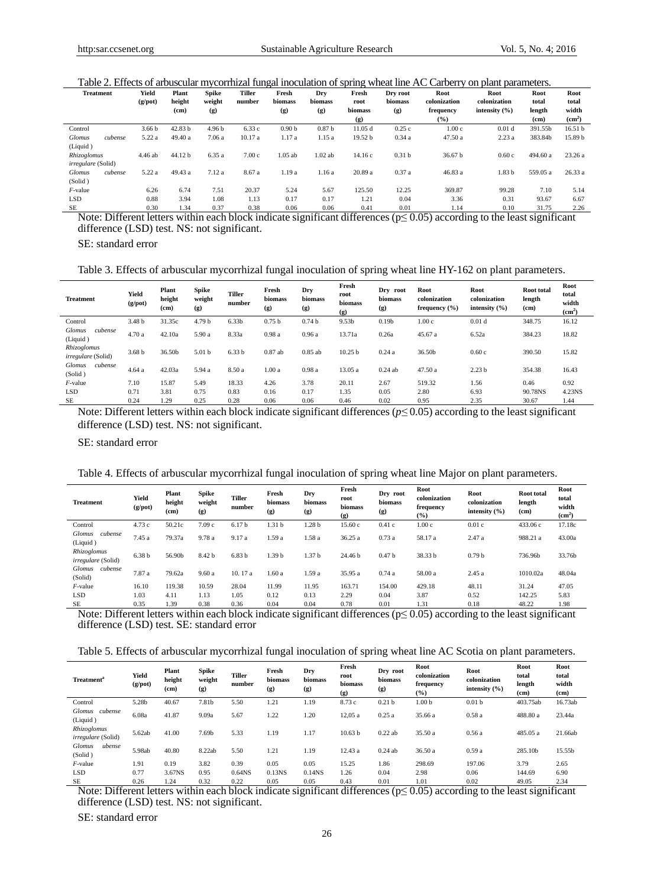Table 2. Effects of arbuscular mycorrhizal fungal inoculation of spring wheat line AC Carberry on plant parameters.

| Treatment | Yield (g/pot) | Plant height (cm) | Spike weight (g) | Tiller number | Fresh biomass (g) | Dry biomass (g) | Fresh root biomass (g) | Dry root biomass (g) | Root colonization frequency (%) | Root colonization intensity (%) | Root total length (cm) | Root total width ($cm^2$) |
|---|---|---|---|---|---|---|---|---|---|---|---|---|
| Control | 3.66 b | 42.83 b | 4.96 b | 6.33 c | 0.90 b | 0.87 b | 11.05 d | 0.25 c | 1.00 c | 0.01 d | 391.55b | 16.51 b |
| *Glomus cubense* (Liquid ) | 5.22 a | 49.40 a | 7.06 a | 10.17 a | 1.17 a | 1.15 a | 19.52 b | 0.34 a | 47.50 a | 2.23 a | 383.84b | 15.89 b |
| *Rhizoglomus irregulare* (Solid) | 4.46 ab | 44.12 b | 6.35 a | 7.00 c | 1.05 ab | 1.02 ab | 14.16 c | 0.31 b | 36.67 b | 0.60 c | 494.60 a | 23.26 a |
| *Glomus cubense* (Solid ) | 5.22 a | 49.43 a | 7.12 a | 8.67 a | 1.19 a | 1.16 a | 20.89 a | 0.37 a | 46.83 a | 1.83 b | 559.05 a | 26.33 a |
| *F*-value | 6.26 | 6.74 | 7.51 | 20.37 | 5.24 | 5.67 | 125.50 | 12.25 | 369.87 | 99.28 | 7.10 | 5.14 |
| LSD | 0.88 | 3.94 | 1.08 | 1.13 | 0.17 | 0.17 | 1.21 | 0.04 | 3.36 | 0.31 | 93.67 | 6.67 |
| SE | 0.30 | 1.34 | 0.37 | 0.38 | 0.06 | 0.06 | 0.41 | 0.01 | 1.14 | 0.10 | 31.75 | 2.26 |

Note: Different letters within each block indicate significant differences ($p \leq 0.05$) according to the least significant difference (LSD) test. NS: not significant.

SE: standard error

Table 3. Effects of arbuscular mycorrhizal fungal inoculation of spring wheat line HY-162 on plant parameters.

| Treatment | Yield (g/pot) | Plant height (cm) | Spike weight (g) | Tiller number | Fresh biomass (g) | Dry biomass (g) | Fresh root biomass (g) | Dry root biomass (g) | Root colonization frequency (%) | Root colonization intensity (%) | Root total length (cm) | Root total width ($cm^2$) |
|---|---|---|---|---|---|---|---|---|---|---|---|---|
| Control | 3.48 b | 31.35c | 4.79 b | 6.33b | 0.75 b | 0.74 b | 9.53b | 0.19b | 1.00 c | 0.01 d | 348.75 | 16.12 |
| *Glomus cubense* (Liquid ) | 4.70 a | 42.10a | 5.90 a | 8.33a | 0.98 a | 0.96 a | 13.71a | 0.26a | 45.67 a | 6.52a | 384.23 | 18.82 |
| *Rhizoglomus irregulare* (Solid) | 3.68 b | 36.50b | 5.01 b | 6.33 b | 0.87 ab | 0.85 ab | 10.25 b | 0.24 a | 36.50b | 0.60 c | 390.50 | 15.82 |
| *Glomus cubense* (Solid ) | 4.64 a | 42.03a | 5.94 a | 8.50 a | 1.00 a | 0.98 a | 13.05 a | 0.24 ab | 47.50 a | 2.23 b | 354.38 | 16.43 |
| *F*-value | 7.10 | 15.87 | 5.49 | 18.33 | 4.26 | 3.78 | 20.11 | 2.67 | 519.32 | 1.56 | 0.46 | 0.92 |
| LSD | 0.71 | 3.81 | 0.75 | 0.83 | 0.16 | 0.17 | 1.35 | 0.05 | 2.80 | 6.93 | 90.78NS | 4.23NS |
| SE | 0.24 | 1.29 | 0.25 | 0.28 | 0.06 | 0.06 | 0.46 | 0.02 | 0.95 | 2.35 | 30.67 | 1.44 |

Note: Different letters within each block indicate significant differences ($p \leq 0.05$) according to the least significant difference (LSD) test. NS: not significant.

SE: standard error

Table 4. Effects of arbuscular mycorrhizal fungal inoculation of spring wheat line Major on plant parameters.

| Treatment | Yield (g/pot) | Plant height (cm) | Spike weight (g) | Tiller number | Fresh biomass (g) | Dry biomass (g) | Fresh root biomass (g) | Dry root biomass (g) | Root colonization frequency (%) | Root colonization intensity (%) | Root total length (cm) | Root total width ($cm^2$) |
|---|---|---|---|---|---|---|---|---|---|---|---|---|
| Control | 4.73 c | 50.21c | 7.09 c | 6.17 b | 1.31 b | 1.28 b | 15.60 c | 0.41 c | 1.00 c | 0.01 c | 433.06 c | 17.18c |
| *Glomus cubense* (Liquid ) | 7.45 a | 79.37a | 9.78 a | 9.17 a | 1.59 a | 1.58 a | 36.25 a | 0.73 a | 58.17 a | 2.47 a | 988.21 a | 43.00a |
| *Rhizoglomus irregulare* (Solid) | 6.38 b | 56.90b | 8.42 b | 6.83 b | 1.39 b | 1.37 b | 24.46 b | 0.47 b | 38.33 b | 0.79 b | 736.96b | 33.76b |
| *Glomus cubense* (Solid) | 7.87 a | 79.62a | 9.60 a | 10. 17 a | 1.60 a | 1.59 a | 35.95 a | 0.74 a | 58.00 a | 2.45 a | 1010.02a | 48.04a |
| *F*-value | 16.10 | 119.38 | 10.59 | 28.04 | 11.99 | 11.95 | 163.71 | 154.00 | 429.18 | 48.11 | 31.24 | 47.05 |
| LSD | 1.03 | 4.11 | 1.13 | 1.05 | 0.12 | 0.13 | 2.29 | 0.04 | 3.87 | 0.52 | 142.25 | 5.83 |
| SE | 0.35 | 1.39 | 0.38 | 0.36 | 0.04 | 0.04 | 0.78 | 0.01 | 1.31 | 0.18 | 48.22 | 1.98 |

Note: Different letters within each block indicate significant differences ($p \leq 0.05$) according to the least significant difference (LSD) test. SE: standard error

Table 5. Effects of arbuscular mycorrhizal fungal inoculation of spring wheat line AC Scotia on plant parameters.

| Treatment[a] | Yield (g/pot) | Plant height (cm) | Spike weight (g) | Tiller number | Fresh biomass (g) | Dry biomass (g) | Fresh root biomass (g) | Dry root biomass (g) | Root colonization frequency (%) | Root colonization intensity (%) | Root total length (cm) | Root total width (cm) |
|---|---|---|---|---|---|---|---|---|---|---|---|---|
| Control | 5.28b | 40.67 | 7.81b | 5.50 | 1.21 | 1.19 | 8.73 c | 0.21 b | 1.00 b | 0.01 b | 403.75ab | 16.73ab |
| *Glomus cubense* (Liquid ) | 6.08a | 41.87 | 9.09a | 5.67 | 1.22 | 1.20 | 12,05 a | 0.25 a | 35.66 a | 0.58 a | 488.80 a | 23.44a |
| *Rhizoglomus irregulare* (Solid) | 5.62ab | 41.00 | 7.69b | 5.33 | 1.19 | 1.17 | 10.63 b | 0.22 ab | 35.50 a | 0.56 a | 485.05 a | 21.66ab |
| *Glomus ubense* (Solid ) | 5.98ab | 40.80 | 8.22ab | 5.50 | 1.21 | 1.19 | 12.43 a | 0.24 ab | 36.50 a | 0.59 a | 285.10b | 15.55b |
| *F*-value | 1.91 | 0.19 | 3.82 | 0.39 | 0.05 | 0.05 | 15.25 | 1.86 | 298.69 | 197.06 | 3.79 | 2.65 |
| LSD | 0.77 | 3.67NS | 0.95 | 0.64NS | 0.13NS | 0.14NS | 1.26 | 0.04 | 2.98 | 0.06 | 144.69 | 6.90 |
| SE | 0.26 | 1.24 | 0.32 | 0.22 | 0.05 | 0.05 | 0.43 | 0.01 | 1.01 | 0.02 | 49.05 | 2.34 |

Note: Different letters within each block indicate significant differences ($p \leq 0.05$) according to the least significant difference (LSD) test. NS: not significant.

SE: standard error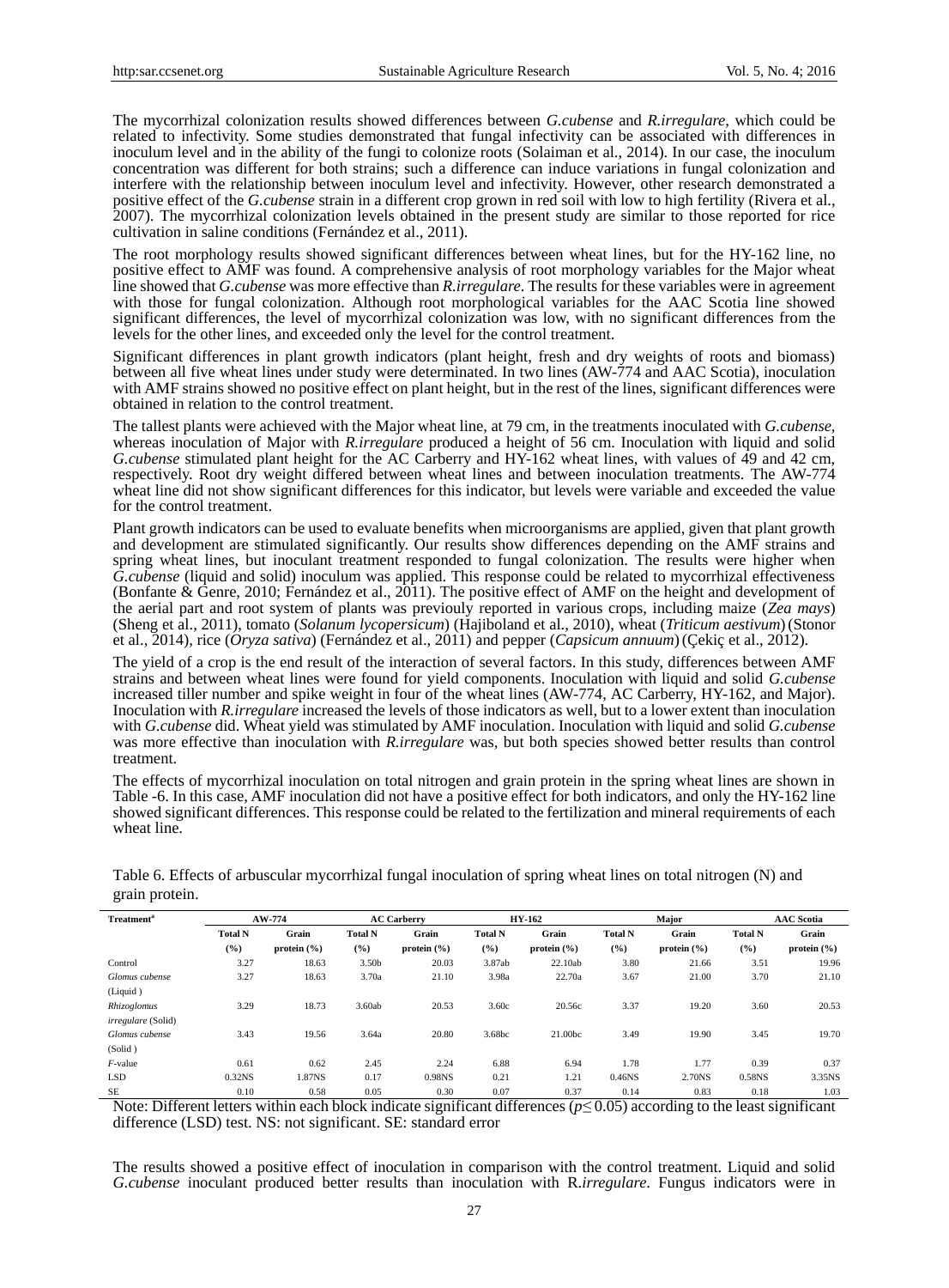The mycorrhizal colonization results showed differences between *G.cubense* and *R.irregulare*, which could be related to infectivity. Some studies demonstrated that fungal infectivity can be associated with differences in inoculum level and in the ability of the fungi to colonize roots (Solaiman et al., 2014). In our case, the inoculum concentration was different for both strains; such a difference can induce variations in fungal colonization and interfere with the relationship between inoculum level and infectivity. However, other research demonstrated a positive effect of the *G.cubense* strain in a different crop grown in red soil with low to high fertility (Rivera et al., 2007). The mycorrhizal colonization levels obtained in the present study are similar to those reported for rice cultivation in saline conditions (Fernández et al., 2011).

The root morphology results showed significant differences between wheat lines, but for the HY-162 line, no positive effect to AMF was found. A comprehensive analysis of root morphology variables for the Major wheat line showed that *G.cubense* was more effective than *R.irregulare*. The results for these variables were in agreement with those for fungal colonization. Although root morphological variables for the AAC Scotia line showed significant differences, the level of mycorrhizal colonization was low, with no significant differences from the levels for the other lines, and exceeded only the level for the control treatment.

Significant differences in plant growth indicators (plant height, fresh and dry weights of roots and biomass) between all five wheat lines under study were determinated. In two lines (AW-774 and AAC Scotia), inoculation with AMF strains showed no positive effect on plant height, but in the rest of the lines, significant differences were obtained in relation to the control treatment.

The tallest plants were achieved with the Major wheat line, at 79 cm, in the treatments inoculated with *G.cubense*, whereas inoculation of Major with *R.irregulare* produced a height of 56 cm. Inoculation with liquid and solid *G.cubense* stimulated plant height for the AC Carberry and HY-162 wheat lines, with values of 49 and 42 cm, respectively. Root dry weight differed between wheat lines and between inoculation treatments. The AW-774 wheat line did not show significant differences for this indicator, but levels were variable and exceeded the value for the control treatment.

Plant growth indicators can be used to evaluate benefits when microorganisms are applied, given that plant growth and development are stimulated significantly. Our results show differences depending on the AMF strains and spring wheat lines, but inoculant treatment responded to fungal colonization. The results were higher when *G.cubense* (liquid and solid) inoculum was applied. This response could be related to mycorrhizal effectiveness (Bonfante & Genre, 2010; Fernández et al., 2011). The positive effect of AMF on the height and development of the aerial part and root system of plants was previouly reported in various crops, including maize (*Zea mays*) (Sheng et al., 2011), tomato (*Solanum lycopersicum*) (Hajiboland et al., 2010), wheat (*Triticum aestivum*) (Stonor et al., 2014), rice (*Oryza sativa*) (Fernández et al., 2011) and pepper (*Capsicum annuum*) (Çekiç et al., 2012).

The yield of a crop is the end result of the interaction of several factors. In this study, differences between AMF strains and between wheat lines were found for yield components. Inoculation with liquid and solid *G.cubense* increased tiller number and spike weight in four of the wheat lines (AW-774, AC Carberry, HY-162, and Major). Inoculation with *R.irregulare* increased the levels of those indicators as well, but to a lower extent than inoculation with *G.cubense* did. Wheat yield was stimulated by AMF inoculation. Inoculation with liquid and solid *G.cubense* was more effective than inoculation with *R.irregulare* was, but both species showed better results than control treatment.

The effects of mycorrhizal inoculation on total nitrogen and grain protein in the spring wheat lines are shown in Table -6. In this case, AMF inoculation did not have a positive effect for both indicators, and only the HY-162 line showed significant differences. This response could be related to the fertilization and mineral requirements of each wheat line.

Table 6. Effects of arbuscular mycorrhizal fungal inoculation of spring wheat lines on total nitrogen (N) and grain protein.

| Treatment[a] | AW-774 | | AC Carberry | | HY-162 | | Major | | AAC Scotia | |
|---|---|---|---|---|---|---|---|---|---|---|
| | Total N (%) | Grain protein (%) | Total N (%) | Grain protein (%) | Total N (%) | Grain protein (%) | Total N (%) | Grain protein (%) | Total N (%) | Grain protein (%) |
| Control | 3.27 | 18.63 | 3.50b | 20.03 | 3.87ab | 22.10ab | 3.80 | 21.66 | 3.51 | 19.96 |
| *Glomus cubense* (Liquid ) | 3.27 | 18.63 | 3.70a | 21.10 | 3.98a | 22.70a | 3.67 | 21.00 | 3.70 | 21.10 |
| *Rhizoglomus irregulare* (Solid) | 3.29 | 18.73 | 3.60ab | 20.53 | 3.60c | 20.56c | 3.37 | 19.20 | 3.60 | 20.53 |
| *Glomus cubense* (Solid ) | 3.43 | 19.56 | 3.64a | 20.80 | 3.68bc | 21.00bc | 3.49 | 19.90 | 3.45 | 19.70 |
| *F*-value | 0.61 | 0.62 | 2.45 | 2.24 | 6.88 | 6.94 | 1.78 | 1.77 | 0.39 | 0.37 |
| LSD | 0.32NS | 1.87NS | 0.17 | 0.98NS | 0.21 | 1.21 | 0.46NS | 2.70NS | 0.58NS | 3.35NS |
| SE | 0.10 | 0.58 | 0.05 | 0.30 | 0.07 | 0.37 | 0.14 | 0.83 | 0.18 | 1.03 |

Note: Different letters within each block indicate significant differences ($p \leq 0.05$) according to the least significant difference (LSD) test. NS: not significant. SE: standard error

The results showed a positive effect of inoculation in comparison with the control treatment. Liquid and solid *G.cubense* inoculant produced better results than inoculation with R.*irregulare*. Fungus indicators were in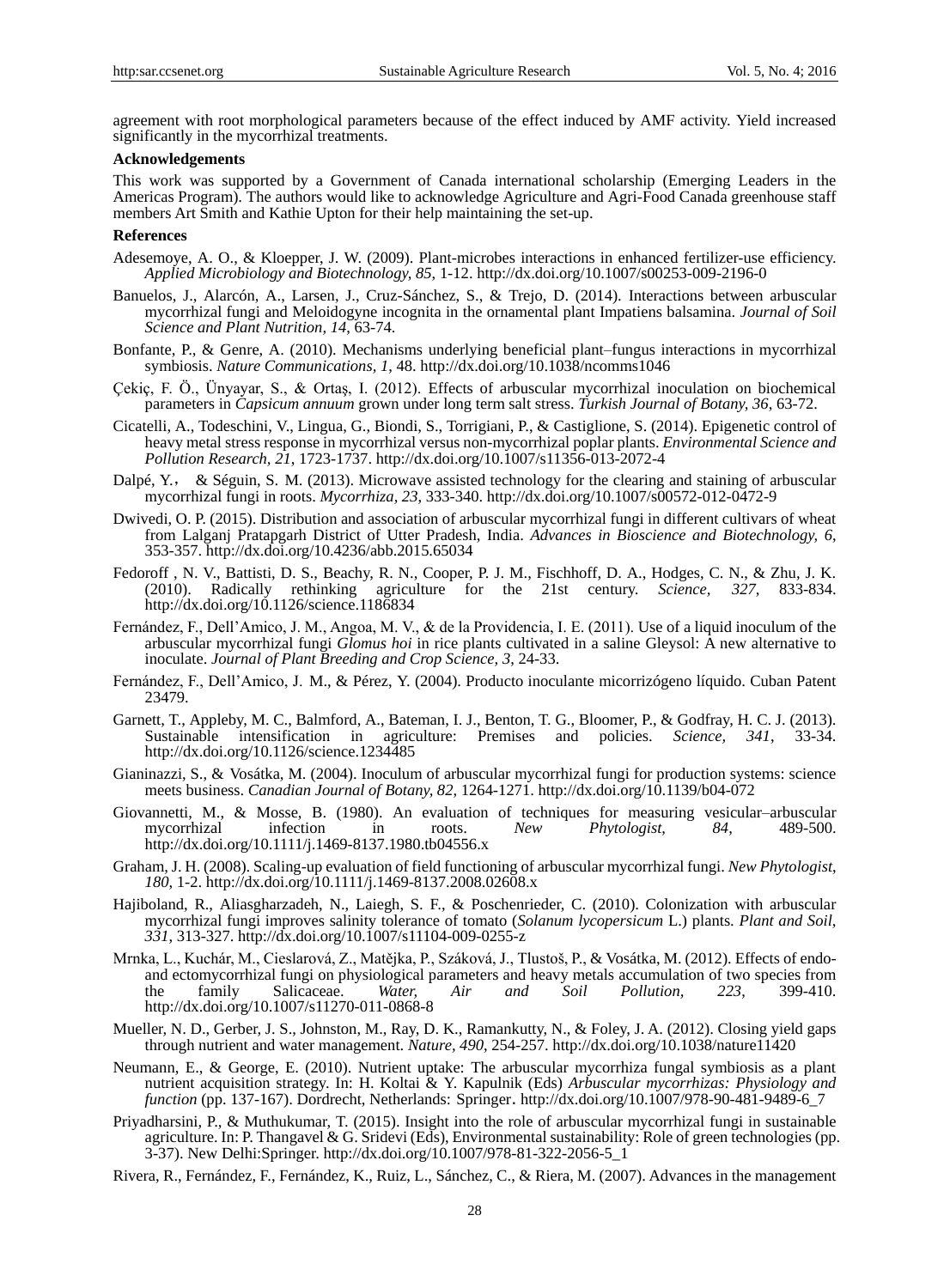agreement with root morphological parameters because of the effect induced by AMF activity. Yield increased significantly in the mycorrhizal treatments.

### Acknowledgements

This work was supported by a Government of Canada international scholarship (Emerging Leaders in the Americas Program). The authors would like to acknowledge Agriculture and Agri-Food Canada greenhouse staff members Art Smith and Kathie Upton for their help maintaining the set-up.

### References

Adesemoye, A. O., & Kloepper, J. W. (2009). Plant-microbes interactions in enhanced fertilizer-use efficiency. *Applied Microbiology and Biotechnology, 85,* 1-12. http://dx.doi.org/10.1007/s00253-009-2196-0

Banuelos, J., Alarcón, A., Larsen, J., Cruz-Sánchez, S., & Trejo, D. (2014). Interactions between arbuscular mycorrhizal fungi and Meloidogyne incognita in the ornamental plant Impatiens balsamina. *Journal of Soil Science and Plant Nutrition, 14,* 63-74.

Bonfante, P., & Genre, A. (2010). Mechanisms underlying beneficial plant–fungus interactions in mycorrhizal symbiosis. *Nature Communications, 1,* 48. http://dx.doi.org/10.1038/ncomms1046

Çekiç, F. Ö., Ünyayar, S., & Ortaş, I. (2012). Effects of arbuscular mycorrhizal inoculation on biochemical parameters in *Capsicum annuum* grown under long term salt stress. *Turkish Journal of Botany, 36,* 63-72.

Cicatelli, A., Todeschini, V., Lingua, G., Biondi, S., Torrigiani, P., & Castiglione, S. (2014). Epigenetic control of heavy metal stress response in mycorrhizal versus non-mycorrhizal poplar plants. *Environmental Science and Pollution Research, 21*, 1723-1737. http://dx.doi.org/10.1007/s11356-013-2072-4

Dalpé, Y.， & Séguin, S. M. (2013). Microwave assisted technology for the clearing and staining of arbuscular mycorrhizal fungi in roots. *Mycorrhiza, 23,* 333-340. http://dx.doi.org/10.1007/s00572-012-0472-9

Dwivedi, O. P. (2015). Distribution and association of arbuscular mycorrhizal fungi in different cultivars of wheat from Lalganj Pratapgarh District of Utter Pradesh, India. *Advances in Bioscience and Biotechnology, 6*, 353-357. http://dx.doi.org/10.4236/abb.2015.65034

Fedoroff , N. V., Battisti, D. S., Beachy, R. N., Cooper, P. J. M., Fischhoff, D. A., Hodges, C. N., & Zhu, J. K. (2010). Radically rethinking agriculture for the 21st century. *Science, 327*, 833-834. http://dx.doi.org/10.1126/science.1186834

Fernández, F., Dell'Amico, J. M., Angoa, M. V., & de la Providencia, I. E. (2011). Use of a liquid inoculum of the arbuscular mycorrhizal fungi *Glomus hoi* in rice plants cultivated in a saline Gleysol: A new alternative to inoculate. *Journal of Plant Breeding and Crop Science, 3*, 24-33.

Fernández, F., Dell'Amico, J. M., & Pérez, Y. (2004). Producto inoculante micorrizógeno líquido. Cuban Patent 23479.

Garnett, T., Appleby, M. C., Balmford, A., Bateman, I. J., Benton, T. G., Bloomer, P., & Godfray, H. C. J. (2013). Sustainable intensification in agriculture: Premises and policies. *Science, 341*, 33-34. http://dx.doi.org/10.1126/science.1234485

Gianinazzi, S., & Vosátka, M. (2004). Inoculum of arbuscular mycorrhizal fungi for production systems: science meets business. *Canadian Journal of Botany, 82*, 1264-1271. http://dx.doi.org/10.1139/b04-072

Giovannetti, M., & Mosse, B. (1980). An evaluation of techniques for measuring vesicular–arbuscular mycorrhizal infection in roots. *New Phytologist, 84*, 489-500. http://dx.doi.org/10.1111/j.1469-8137.1980.tb04556.x

Graham, J. H. (2008). Scaling-up evaluation of field functioning of arbuscular mycorrhizal fungi. *New Phytologist, 180,* 1-2. http://dx.doi.org/10.1111/j.1469-8137.2008.02608.x

Hajiboland, R., Aliasgharzadeh, N., Laiegh, S. F., & Poschenrieder, C. (2010). Colonization with arbuscular mycorrhizal fungi improves salinity tolerance of tomato (*Solanum lycopersicum* L.) plants. *Plant and Soil, 331,* 313-327. http://dx.doi.org/10.1007/s11104-009-0255-z

Mrnka, L., Kuchár, M., Cieslarová, Z., Matějka, P., Száková, J., Tlustoš, P., & Vosátka, M. (2012). Effects of endo- and ectomycorrhizal fungi on physiological parameters and heavy metals accumulation of two species from the family Salicaceae. *Water, Air and Soil Pollution, 223*, 399-410. http://dx.doi.org/10.1007/s11270-011-0868-8

Mueller, N. D., Gerber, J. S., Johnston, M., Ray, D. K., Ramankutty, N., & Foley, J. A. (2012). Closing yield gaps through nutrient and water management. *Nature, 490*, 254-257. http://dx.doi.org/10.1038/nature11420

Neumann, E., & George, E. (2010). Nutrient uptake: The arbuscular mycorrhiza fungal symbiosis as a plant nutrient acquisition strategy. In: H. Koltai & Y. Kapulnik (Eds) *Arbuscular mycorrhizas: Physiology and function* (pp. 137-167). Dordrecht, Netherlands: Springer. http://dx.doi.org/10.1007/978-90-481-9489-6_7

Priyadharsini, P., & Muthukumar, T. (2015). Insight into the role of arbuscular mycorrhizal fungi in sustainable agriculture. In: P. Thangavel & G. Sridevi (Eds), Environmental sustainability: Role of green technologies (pp. 3-37). New Delhi:Springer. http://dx.doi.org/10.1007/978-81-322-2056-5_1

Rivera, R., Fernández, F., Fernández, K., Ruiz, L., Sánchez, C., & Riera, M. (2007). Advances in the management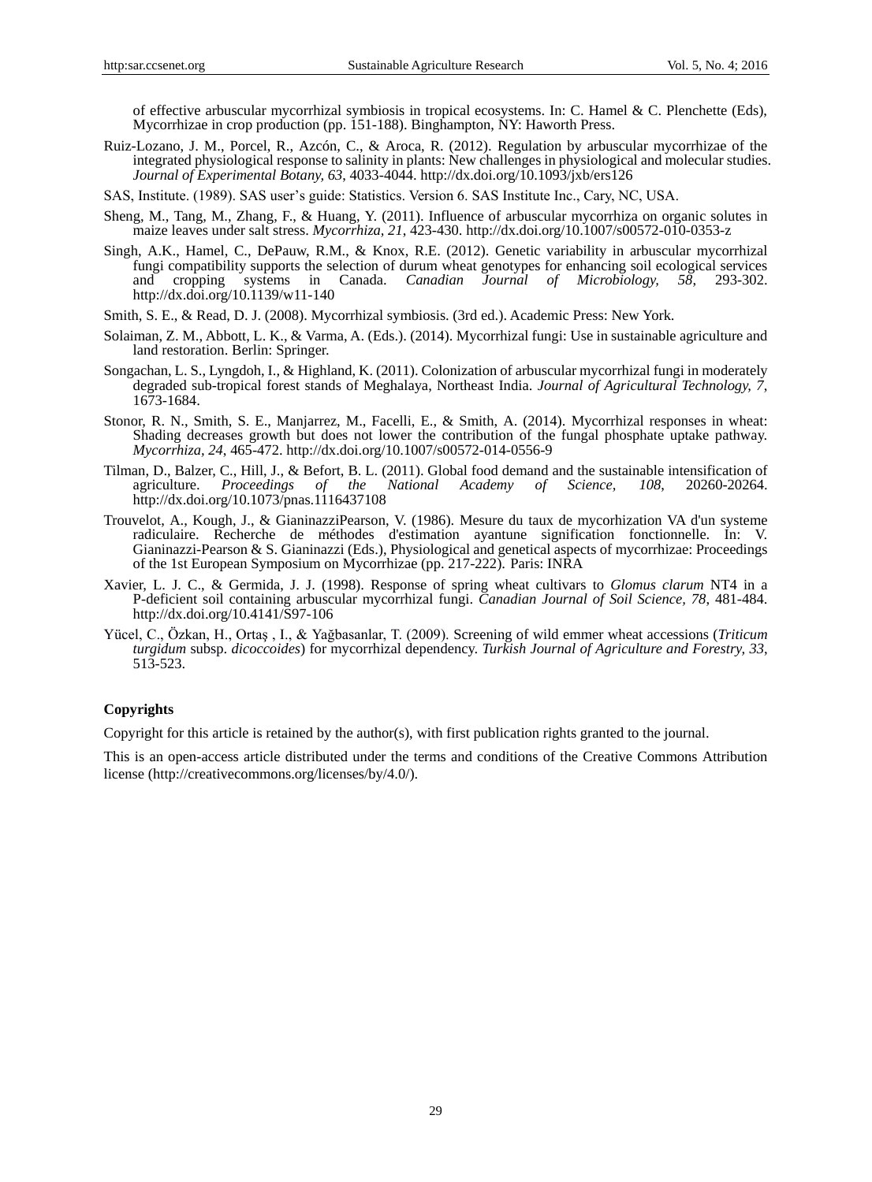of effective arbuscular mycorrhizal symbiosis in tropical ecosystems. In: C. Hamel & C. Plenchette (Eds), Mycorrhizae in crop production (pp. 151-188). Binghampton, NY: Haworth Press.

Ruiz-Lozano, J. M., Porcel, R., Azcón, C., & Aroca, R. (2012). Regulation by arbuscular mycorrhizae of the integrated physiological response to salinity in plants: New challenges in physiological and molecular studies. *Journal of Experimental Botany, 63*, 4033-4044. http://dx.doi.org/10.1093/jxb/ers126

SAS, Institute. (1989). SAS user's guide: Statistics. Version 6. SAS Institute Inc., Cary, NC, USA.

Sheng, M., Tang, M., Zhang, F., & Huang, Y. (2011). Influence of arbuscular mycorrhiza on organic solutes in maize leaves under salt stress. *Mycorrhiza, 21*, 423-430. http://dx.doi.org/10.1007/s00572-010-0353-z

Singh, A.K., Hamel, C., DePauw, R.M., & Knox, R.E. (2012). Genetic variability in arbuscular mycorrhizal fungi compatibility supports the selection of durum wheat genotypes for enhancing soil ecological services and cropping systems in Canada. *Canadian Journal of Microbiology, 58*, 293-302. http://dx.doi.org/10.1139/w11-140

Smith, S. E., & Read, D. J. (2008). Mycorrhizal symbiosis. (3rd ed.). Academic Press: New York.

Solaiman, Z. M., Abbott, L. K., & Varma, A. (Eds.). (2014). Mycorrhizal fungi: Use in sustainable agriculture and land restoration. Berlin: Springer.

Songachan, L. S., Lyngdoh, I., & Highland, K. (2011). Colonization of arbuscular mycorrhizal fungi in moderately degraded sub-tropical forest stands of Meghalaya, Northeast India. *Journal of Agricultural Technology, 7*, 1673-1684.

Stonor, R. N., Smith, S. E., Manjarrez, M., Facelli, E., & Smith, A. (2014). Mycorrhizal responses in wheat: Shading decreases growth but does not lower the contribution of the fungal phosphate uptake pathway. *Mycorrhiza, 24*, 465-472. http://dx.doi.org/10.1007/s00572-014-0556-9

Tilman, D., Balzer, C., Hill, J., & Befort, B. L. (2011). Global food demand and the sustainable intensification of agriculture. *Proceedings of the National Academy of Science, 108*, 20260-20264. http://dx.doi.org/10.1073/pnas.1116437108

Trouvelot, A., Kough, J., & GianinazziPearson, V. (1986). Mesure du taux de mycorhization VA d'un systeme radiculaire. Recherche de méthodes d'estimation ayantune signification fonctionnelle. In: V. Gianinazzi-Pearson & S. Gianinazzi (Eds.), Physiological and genetical aspects of mycorrhizae: Proceedings of the 1st European Symposium on Mycorrhizae (pp. 217-222). Paris: INRA

Xavier, L. J. C., & Germida, J. J. (1998). Response of spring wheat cultivars to *Glomus clarum* NT4 in a P-deficient soil containing arbuscular mycorrhizal fungi. *Canadian Journal of Soil Science, 78*, 481-484. http://dx.doi.org/10.4141/S97-106

Yücel, C., Özkan, H., Ortaş , I., & Yağbasanlar, T. (2009). Screening of wild emmer wheat accessions (*Triticum turgidum* subsp. *dicoccoides*) for mycorrhizal dependency. *Turkish Journal of Agriculture and Forestry, 33*, 513-523.

## Copyrights

Copyright for this article is retained by the author(s), with first publication rights granted to the journal.

This is an open-access article distributed under the terms and conditions of the Creative Commons Attribution license (http://creativecommons.org/licenses/by/4.0/).